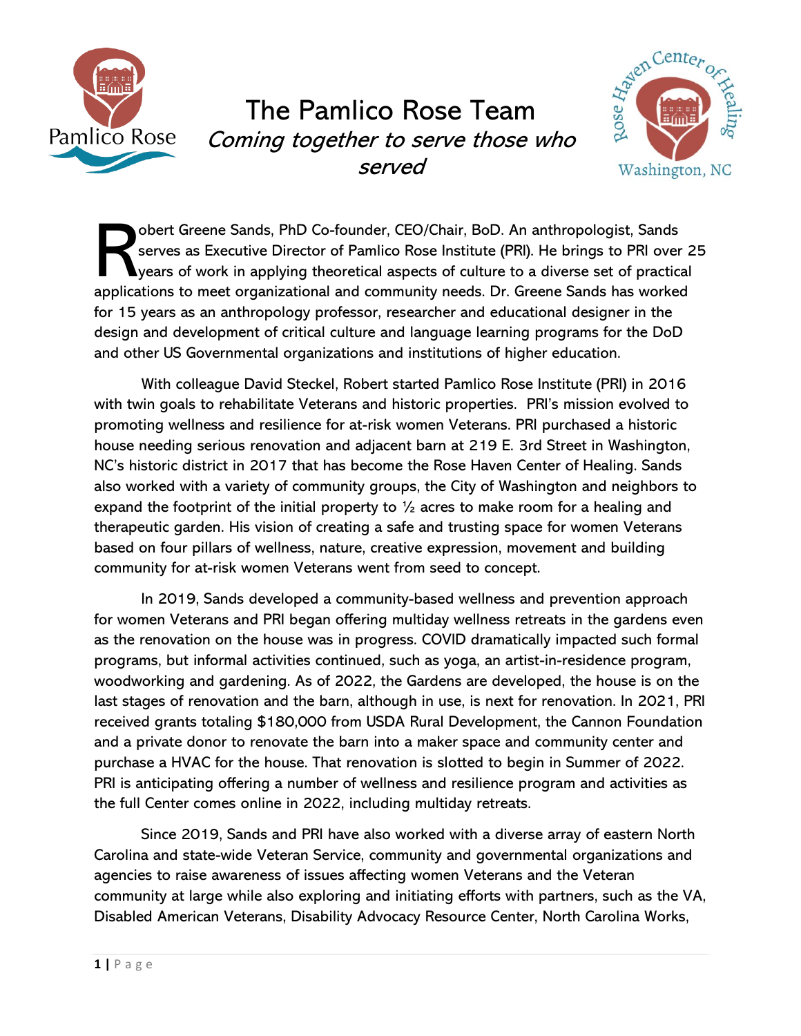# The Pamlico Rose Team

*Coming together to serve those who served*

Robert Greene Sands, PhD Co-founder, CEO/Chair, BoD. An anthropologist, Sands serves as Executive Director of Pamlico Rose Institute (PRI). He brings to PRI over 25 years of work in applying theoretical aspects of culture to a diverse set of practical applications to meet organizational and community needs. Dr. Greene Sands has worked for 15 years as an anthropology professor, researcher and educational designer in the design and development of critical culture and language learning programs for the DoD and other US Governmental organizations and institutions of higher education.

With colleague David Steckel, Robert started Pamlico Rose Institute (PRI) in 2016 with twin goals to rehabilitate Veterans and historic properties. PRI's mission evolved to promoting wellness and resilience for at-risk women Veterans. PRI purchased a historic house needing serious renovation and adjacent barn at 219 E. 3rd Street in Washington, NC's historic district in 2017 that has become the Rose Haven Center of Healing. Sands also worked with a variety of community groups, the City of Washington and neighbors to expand the footprint of the initial property to ½ acres to make room for a healing and therapeutic garden. His vision of creating a safe and trusting space for women Veterans based on four pillars of wellness, nature, creative expression, movement and building community for at-risk women Veterans went from seed to concept.

In 2019, Sands developed a community-based wellness and prevention approach for women Veterans and PRI began offering multiday wellness retreats in the gardens even as the renovation on the house was in progress. COVID dramatically impacted such formal programs, but informal activities continued, such as yoga, an artist-in-residence program, woodworking and gardening. As of 2022, the Gardens are developed, the house is on the last stages of renovation and the barn, although in use, is next for renovation. In 2021, PRI received grants totaling $180,000 from USDA Rural Development, the Cannon Foundation and a private donor to renovate the barn into a maker space and community center and purchase a HVAC for the house. That renovation is slotted to begin in Summer of 2022. PRI is anticipating offering a number of wellness and resilience program and activities as the full Center comes online in 2022, including multiday retreats.

Since 2019, Sands and PRI have also worked with a diverse array of eastern North Carolina and state-wide Veteran Service, community and governmental organizations and agencies to raise awareness of issues affecting women Veterans and the Veteran community at large while also exploring and initiating efforts with partners, such as the VA, Disabled American Veterans, Disability Advocacy Resource Center, North Carolina Works,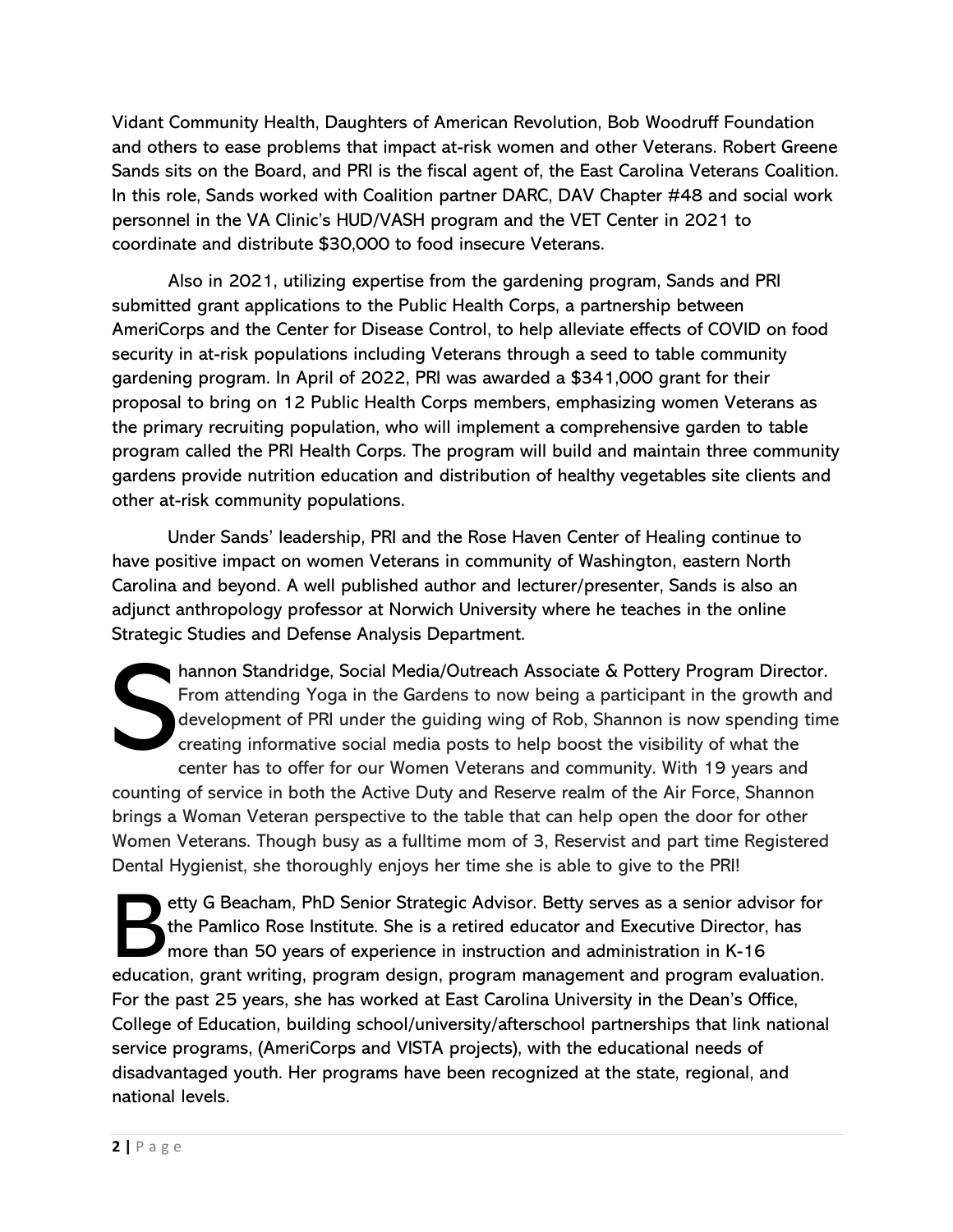Vidant Community Health, Daughters of American Revolution, Bob Woodruff Foundation and others to ease problems that impact at-risk women and other Veterans. Robert Greene Sands sits on the Board, and PRI is the fiscal agent of, the East Carolina Veterans Coalition. In this role, Sands worked with Coalition partner DARC, DAV Chapter #48 and social work personnel in the VA Clinic's HUD/VASH program and the VET Center in 2021 to coordinate and distribute $30,000 to food insecure Veterans.

Also in 2021, utilizing expertise from the gardening program, Sands and PRI submitted grant applications to the Public Health Corps, a partnership between AmeriCorps and the Center for Disease Control, to help alleviate effects of COVID on food security in at-risk populations including Veterans through a seed to table community gardening program. In April of 2022, PRI was awarded a $341,000 grant for their proposal to bring on 12 Public Health Corps members, emphasizing women Veterans as the primary recruiting population, who will implement a comprehensive garden to table program called the PRI Health Corps. The program will build and maintain three community gardens provide nutrition education and distribution of healthy vegetables site clients and other at-risk community populations.

Under Sands' leadership, PRI and the Rose Haven Center of Healing continue to have positive impact on women Veterans in community of Washington, eastern North Carolina and beyond. A well published author and lecturer/presenter, Sands is also an adjunct anthropology professor at Norwich University where he teaches in the online Strategic Studies and Defense Analysis Department.

Shannon Standridge, Social Media/Outreach Associate & Pottery Program Director. From attending Yoga in the Gardens to now being a participant in the growth and development of PRI under the guiding wing of Rob, Shannon is now spending time creating informative social media posts to help boost the visibility of what the center has to offer for our Women Veterans and community. With 19 years and counting of service in both the Active Duty and Reserve realm of the Air Force, Shannon brings a Woman Veteran perspective to the table that can help open the door for other Women Veterans. Though busy as a fulltime mom of 3, Reservist and part time Registered Dental Hygienist, she thoroughly enjoys her time she is able to give to the PRI!

Betty G Beacham, PhD Senior Strategic Advisor. Betty serves as a senior advisor for the Pamlico Rose Institute. She is a retired educator and Executive Director, has more than 50 years of experience in instruction and administration in K-16 education, grant writing, program design, program management and program evaluation. For the past 25 years, she has worked at East Carolina University in the Dean's Office, College of Education, building school/university/afterschool partnerships that link national service programs, (AmeriCorps and VISTA projects), with the educational needs of disadvantaged youth. Her programs have been recognized at the state, regional, and national levels.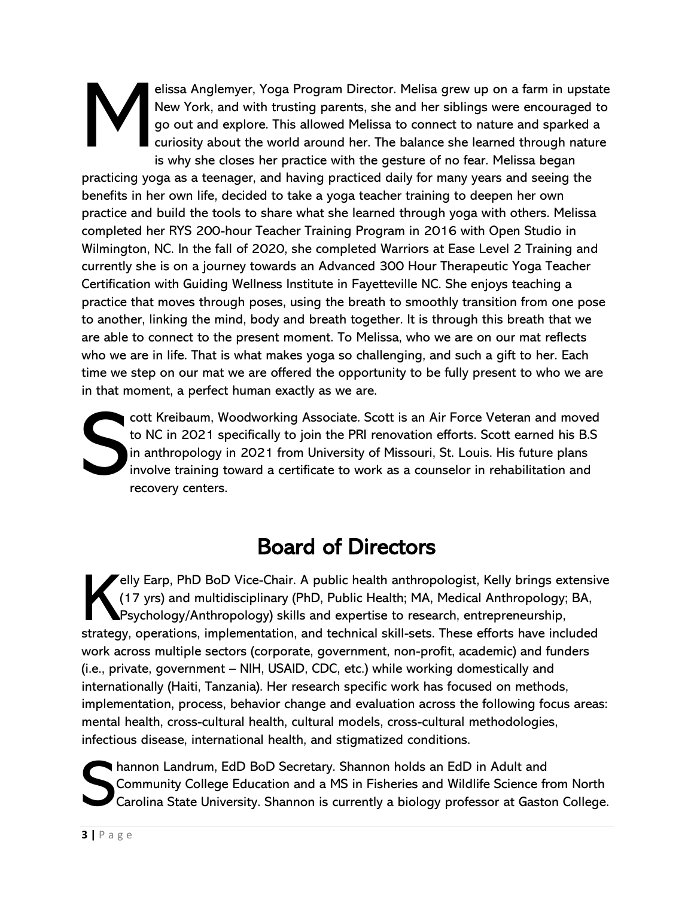Melissa Anglemyer, Yoga Program Director. Melisa grew up on a farm in upstate New York, and with trusting parents, she and her siblings were encouraged to go out and explore. This allowed Melissa to connect to nature and sparked a curiosity about the world around her. The balance she learned through nature is why she closes her practice with the gesture of no fear. Melissa began practicing yoga as a teenager, and having practiced daily for many years and seeing the benefits in her own life, decided to take a yoga teacher training to deepen her own practice and build the tools to share what she learned through yoga with others. Melissa completed her RYS 200-hour Teacher Training Program in 2016 with Open Studio in Wilmington, NC. In the fall of 2020, she completed Warriors at Ease Level 2 Training and currently she is on a journey towards an Advanced 300 Hour Therapeutic Yoga Teacher Certification with Guiding Wellness Institute in Fayetteville NC. She enjoys teaching a practice that moves through poses, using the breath to smoothly transition from one pose to another, linking the mind, body and breath together. It is through this breath that we are able to connect to the present moment. To Melissa, who we are on our mat reflects who we are in life. That is what makes yoga so challenging, and such a gift to her. Each time we step on our mat we are offered the opportunity to be fully present to who we are in that moment, a perfect human exactly as we are.

Scott Kreibaum, Woodworking Associate. Scott is an Air Force Veteran and moved to NC in 2021 specifically to join the PRI renovation efforts. Scott earned his B.S in anthropology in 2021 from University of Missouri, St. Louis. His future plans involve training toward a certificate to work as a counselor in rehabilitation and recovery centers.

# Board of Directors

Kelly Earp, PhD BoD Vice-Chair. A public health anthropologist, Kelly brings extensive (17 yrs) and multidisciplinary (PhD, Public Health; MA, Medical Anthropology; BA, Psychology/Anthropology) skills and expertise to research, entrepreneurship, strategy, operations, implementation, and technical skill-sets. These efforts have included work across multiple sectors (corporate, government, non-profit, academic) and funders (i.e., private, government – NIH, USAID, CDC, etc.) while working domestically and internationally (Haiti, Tanzania). Her research specific work has focused on methods, implementation, process, behavior change and evaluation across the following focus areas: mental health, cross-cultural health, cultural models, cross-cultural methodologies, infectious disease, international health, and stigmatized conditions.

Shannon Landrum, EdD BoD Secretary. Shannon holds an EdD in Adult and Community College Education and a MS in Fisheries and Wildlife Science from North Carolina State University. Shannon is currently a biology professor at Gaston College.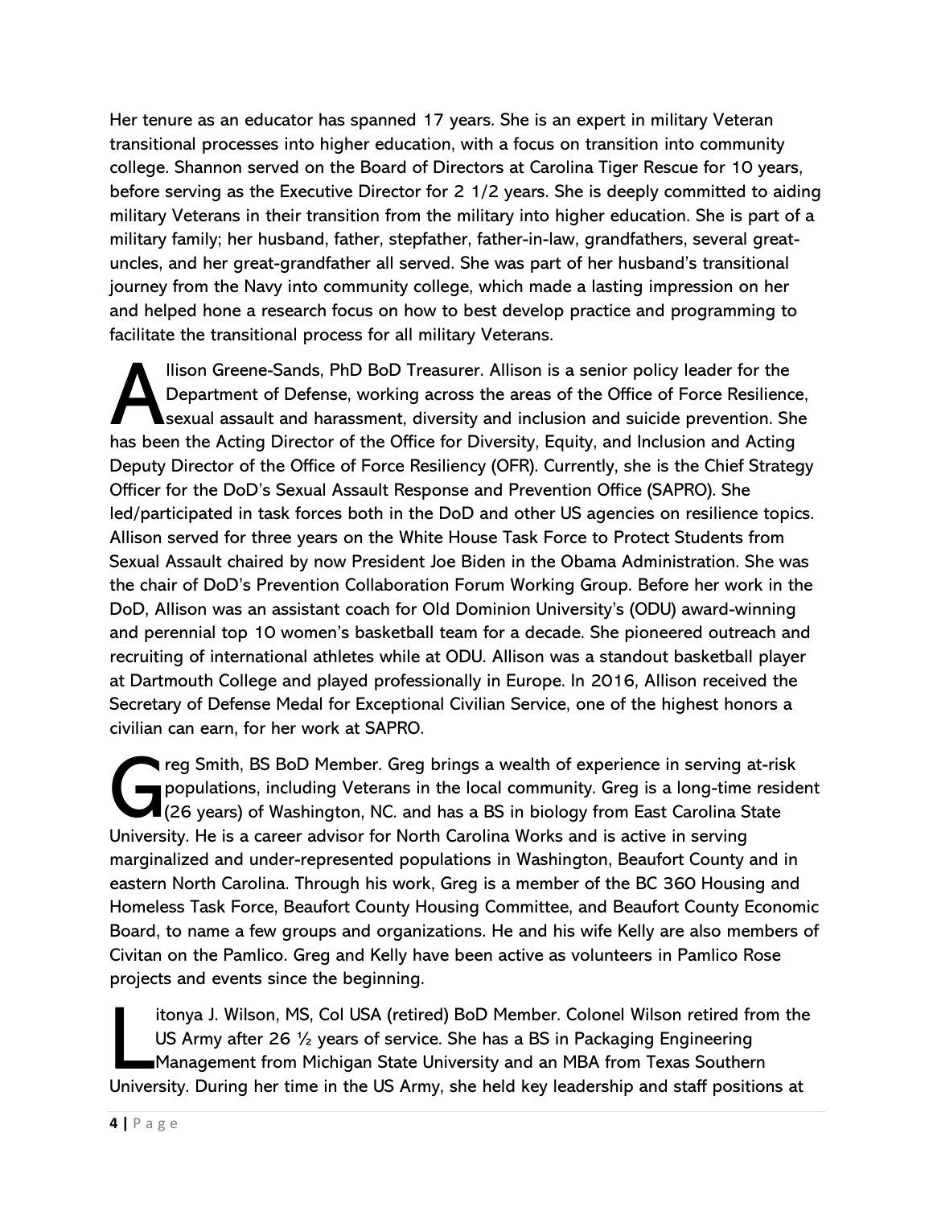Her tenure as an educator has spanned 17 years. She is an expert in military Veteran transitional processes into higher education, with a focus on transition into community college. Shannon served on the Board of Directors at Carolina Tiger Rescue for 10 years, before serving as the Executive Director for 2 1/2 years. She is deeply committed to aiding military Veterans in their transition from the military into higher education. She is part of a military family; her husband, father, stepfather, father-in-law, grandfathers, several great-uncles, and her great-grandfather all served. She was part of her husband's transitional journey from the Navy into community college, which made a lasting impression on her and helped hone a research focus on how to best develop practice and programming to facilitate the transitional process for all military Veterans.

Allison Greene-Sands, PhD BoD Treasurer. Allison is a senior policy leader for the Department of Defense, working across the areas of the Office of Force Resilience, sexual assault and harassment, diversity and inclusion and suicide prevention. She has been the Acting Director of the Office for Diversity, Equity, and Inclusion and Acting Deputy Director of the Office of Force Resiliency (OFR). Currently, she is the Chief Strategy Officer for the DoD's Sexual Assault Response and Prevention Office (SAPRO). She led/participated in task forces both in the DoD and other US agencies on resilience topics. Allison served for three years on the White House Task Force to Protect Students from Sexual Assault chaired by now President Joe Biden in the Obama Administration. She was the chair of DoD's Prevention Collaboration Forum Working Group. Before her work in the DoD, Allison was an assistant coach for Old Dominion University's (ODU) award-winning and perennial top 10 women's basketball team for a decade. She pioneered outreach and recruiting of international athletes while at ODU. Allison was a standout basketball player at Dartmouth College and played professionally in Europe. In 2016, Allison received the Secretary of Defense Medal for Exceptional Civilian Service, one of the highest honors a civilian can earn, for her work at SAPRO.

Greg Smith, BS BoD Member. Greg brings a wealth of experience in serving at-risk populations, including Veterans in the local community. Greg is a long-time resident (26 years) of Washington, NC. and has a BS in biology from East Carolina State University. He is a career advisor for North Carolina Works and is active in serving marginalized and under-represented populations in Washington, Beaufort County and in eastern North Carolina. Through his work, Greg is a member of the BC 360 Housing and Homeless Task Force, Beaufort County Housing Committee, and Beaufort County Economic Board, to name a few groups and organizations. He and his wife Kelly are also members of Civitan on the Pamlico. Greg and Kelly have been active as volunteers in Pamlico Rose projects and events since the beginning.

Litonya J. Wilson, MS, Col USA (retired) BoD Member. Colonel Wilson retired from the US Army after 26 ½ years of service. She has a BS in Packaging Engineering Management from Michigan State University and an MBA from Texas Southern University. During her time in the US Army, she held key leadership and staff positions at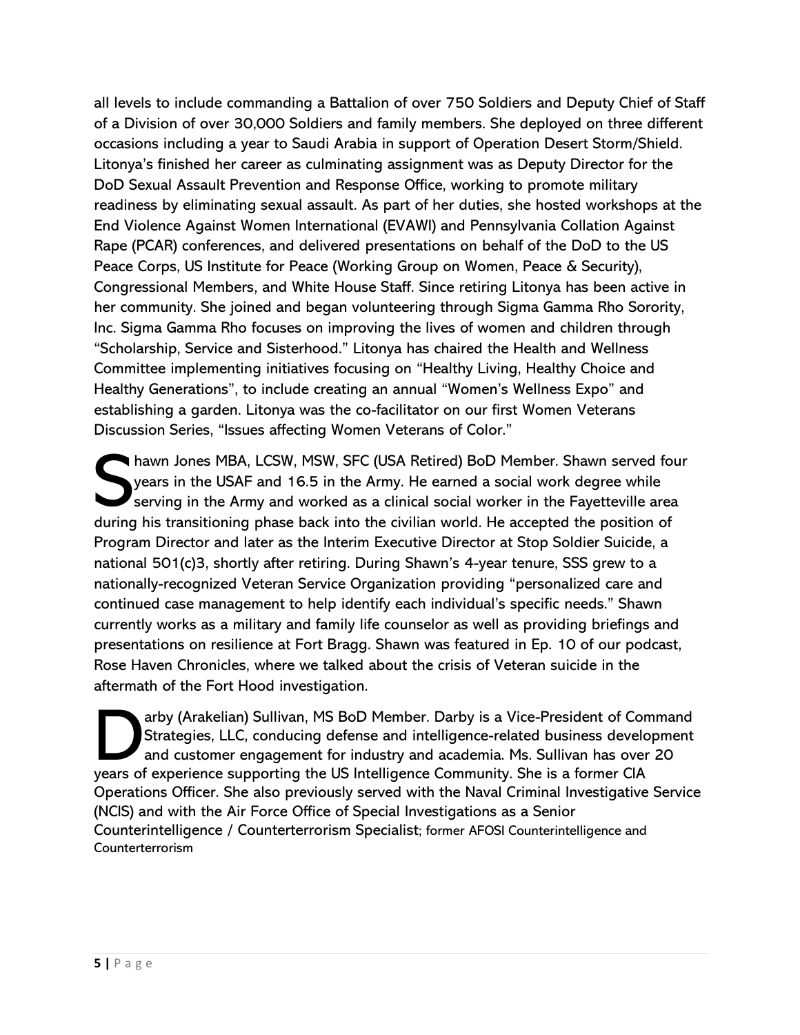all levels to include commanding a Battalion of over 750 Soldiers and Deputy Chief of Staff of a Division of over 30,000 Soldiers and family members. She deployed on three different occasions including a year to Saudi Arabia in support of Operation Desert Storm/Shield. Litonya's finished her career as culminating assignment was as Deputy Director for the DoD Sexual Assault Prevention and Response Office, working to promote military readiness by eliminating sexual assault. As part of her duties, she hosted workshops at the End Violence Against Women International (EVAWI) and Pennsylvania Collation Against Rape (PCAR) conferences, and delivered presentations on behalf of the DoD to the US Peace Corps, US Institute for Peace (Working Group on Women, Peace & Security), Congressional Members, and White House Staff. Since retiring Litonya has been active in her community. She joined and began volunteering through Sigma Gamma Rho Sorority, Inc. Sigma Gamma Rho focuses on improving the lives of women and children through "Scholarship, Service and Sisterhood." Litonya has chaired the Health and Wellness Committee implementing initiatives focusing on "Healthy Living, Healthy Choice and Healthy Generations", to include creating an annual "Women's Wellness Expo" and establishing a garden. Litonya was the co-facilitator on our first Women Veterans Discussion Series, "Issues affecting Women Veterans of Color."

Shawn Jones MBA, LCSW, MSW, SFC (USA Retired) BoD Member. Shawn served four years in the USAF and 16.5 in the Army. He earned a social work degree while serving in the Army and worked as a clinical social worker in the Fayetteville area during his transitioning phase back into the civilian world. He accepted the position of Program Director and later as the Interim Executive Director at Stop Soldier Suicide, a national 501(c)3, shortly after retiring. During Shawn's 4-year tenure, SSS grew to a nationally-recognized Veteran Service Organization providing "personalized care and continued case management to help identify each individual's specific needs." Shawn currently works as a military and family life counselor as well as providing briefings and presentations on resilience at Fort Bragg. Shawn was featured in Ep. 10 of our podcast, Rose Haven Chronicles, where we talked about the crisis of Veteran suicide in the aftermath of the Fort Hood investigation.

Darby (Arakelian) Sullivan, MS BoD Member. Darby is a Vice-President of Command Strategies, LLC, conducing defense and intelligence-related business development and customer engagement for industry and academia. Ms. Sullivan has over 20 years of experience supporting the US Intelligence Community. She is a former CIA Operations Officer. She also previously served with the Naval Criminal Investigative Service (NCIS) and with the Air Force Office of Special Investigations as a Senior Counterintelligence / Counterterrorism Specialist; former AFOSI Counterintelligence and Counterterrorism